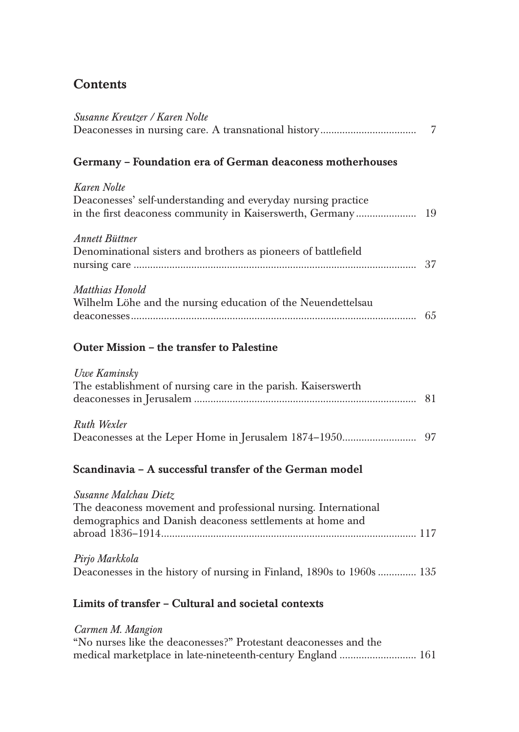# Contents

*Susanne Kreutzer / Karen Nolte*
Deaconesses in nursing care. A transnational history .................................. 7

## Germany – Foundation era of German deaconess motherhouses

*Karen Nolte*
Deaconesses' self-understanding and everyday nursing practice in the first deaconess community in Kaiserswerth, Germany ..................... 19

*Annett Büttner*
Denominational sisters and brothers as pioneers of battlefield nursing care ..................................................................................................... 37

*Matthias Honold*
Wilhelm Löhe and the nursing education of the Neuendettelsau deaconesses ....................................................................................................... 65

## Outer Mission – the transfer to Palestine

*Uwe Kaminsky*
The establishment of nursing care in the parish. Kaiserswerth deaconesses in Jerusalem ................................................................................ 81

*Ruth Wexler*
Deaconesses at the Leper Home in Jerusalem 1874–1950 .......................... 97

## Scandinavia – A successful transfer of the German model

*Susanne Malchau Dietz*
The deaconess movement and professional nursing. International demographics and Danish deaconess settlements at home and abroad 1836–1914 ........................................................................................... 117

*Pirjo Markkola*
Deaconesses in the history of nursing in Finland, 1890s to 1960s ............. 135

## Limits of transfer – Cultural and societal contexts

*Carmen M. Mangion*
"No nurses like the deaconesses?" Protestant deaconesses and the medical marketplace in late-nineteenth-century England ........................... 161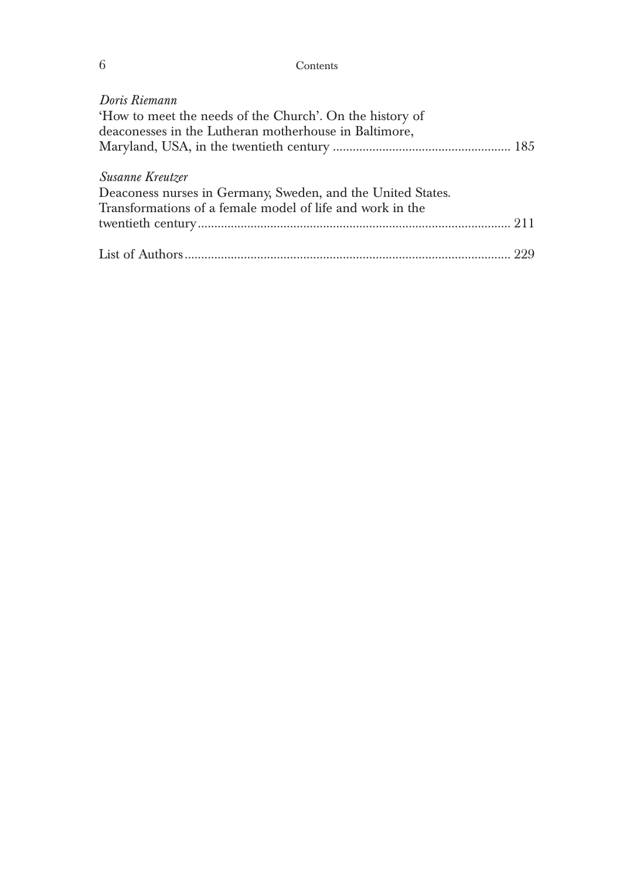*Doris Riemann*
'How to meet the needs of the Church'. On the history of deaconesses in the Lutheran motherhouse in Baltimore, Maryland, USA, in the twentieth century ..... 185

*Susanne Kreutzer*
Deaconess nurses in Germany, Sweden, and the United States. Transformations of a female model of life and work in the twentieth century ..... 211

List of Authors ..... 229